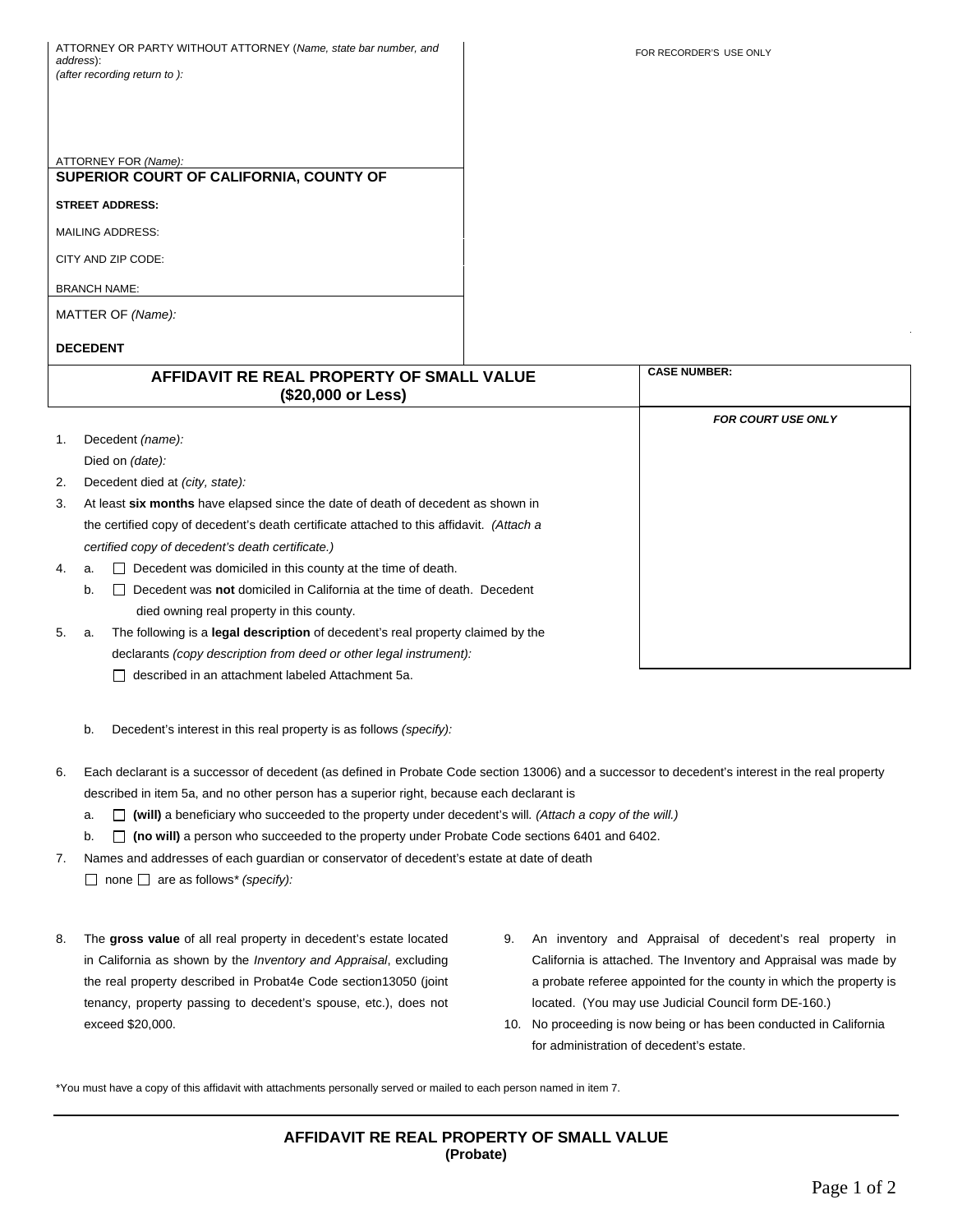ATTORNEY OR PARTY WITHOUT ATTORNEY (*Name, state bar number, and address*):
*(after recording return to ):*

ATTORNEY FOR *(Name):*

FOR RECORDER'S USE ONLY

**SUPERIOR COURT OF CALIFORNIA, COUNTY OF**

**STREET ADDRESS:**

MAILING ADDRESS:

CITY AND ZIP CODE:

BRANCH NAME:

MATTER OF *(Name):*

**DECEDENT**

## AFFIDAVIT RE REAL PROPERTY OF SMALL VALUE ($20,000 or Less)

**CASE NUMBER:**

***FOR COURT USE ONLY***

1. Decedent *(name):*
   Died on *(date):*
2. Decedent died at *(city, state):*
3. At least **six months** have elapsed since the date of death of decedent as shown in the certified copy of decedent's death certificate attached to this affidavit. *(Attach a certified copy of decedent's death certificate.)*
4. a. ☐ Decedent was domiciled in this county at the time of death.
   b. ☐ Decedent was **not** domiciled in California at the time of death. Decedent died owning real property in this county.
5. a. The following is a **legal description** of decedent's real property claimed by the declarants *(copy description from deed or other legal instrument):*
   ☐ described in an attachment labeled Attachment 5a.

   b. Decedent's interest in this real property is as follows *(specify):*

6. Each declarant is a successor of decedent (as defined in Probate Code section 13006) and a successor to decedent's interest in the real property described in item 5a, and no other person has a superior right, because each declarant is
   a. ☐ **(will)** a beneficiary who succeeded to the property under decedent's will*. (Attach a copy of the will.)*
   b. ☐ **(no will)** a person who succeeded to the property under Probate Code sections 6401 and 6402.
7. Names and addresses of each guardian or conservator of decedent's estate at date of death
   ☐ none ☐ are as follows* *(specify):*

8. The **gross value** of all real property in decedent's estate located in California as shown by the *Inventory and Appraisal*, excluding the real property described in Probat4e Code section13050 (joint tenancy, property passing to decedent's spouse, etc.), does not exceed $20,000.
9. An inventory and Appraisal of decedent's real property in California is attached. The Inventory and Appraisal was made by a probate referee appointed for the county in which the property is located. (You may use Judicial Council form DE-160.)
10. No proceeding is now being or has been conducted in California for administration of decedent's estate.

*You must have a copy of this affidavit with attachments personally served or mailed to each person named in item 7.

**AFFIDAVIT RE REAL PROPERTY OF SMALL VALUE**
**(Probate)**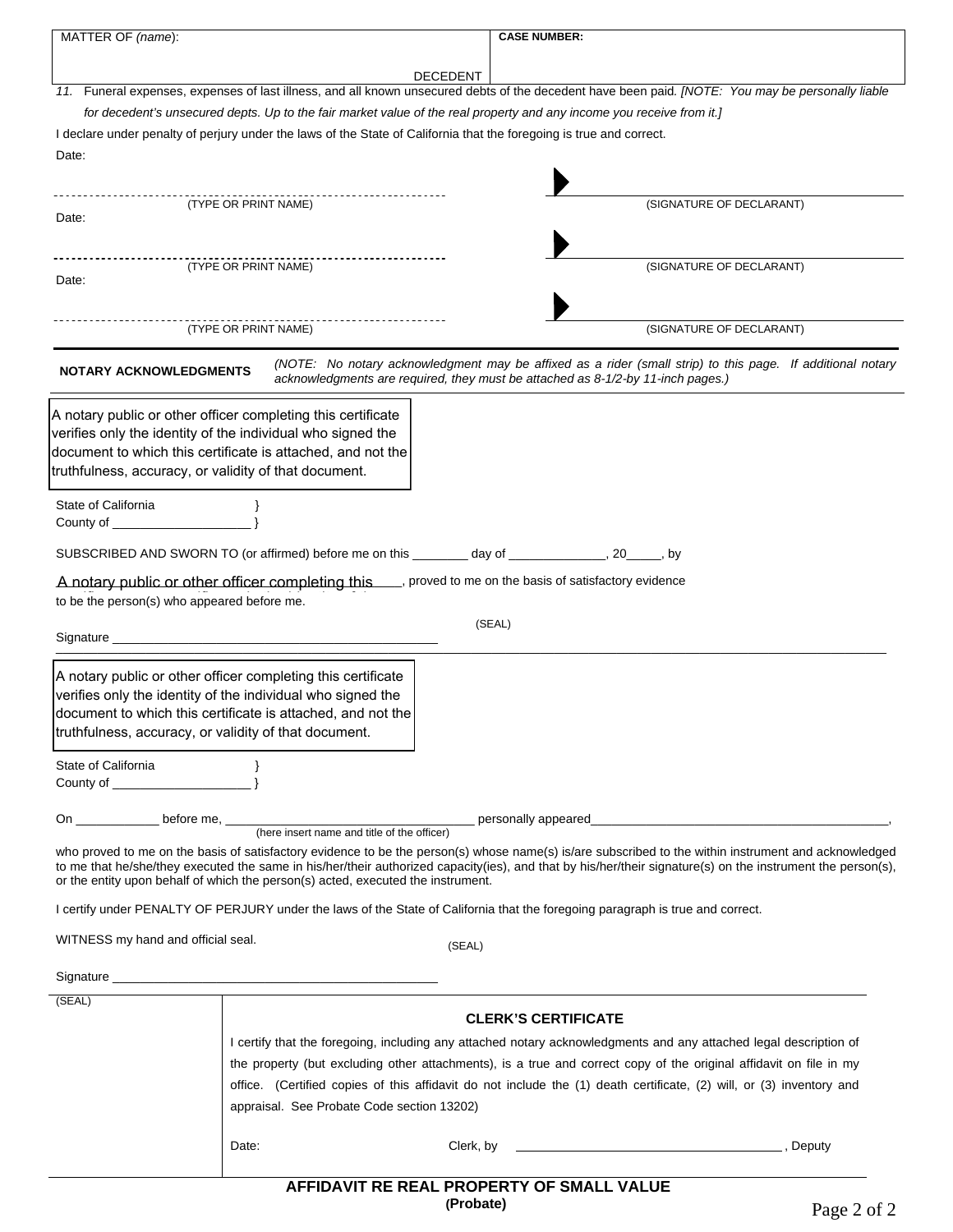| MATTER OF *(name)*: DECEDENT | **CASE NUMBER:** |
|---|---|

11. Funeral expenses, expenses of last illness, and all known unsecured debts of the decedent have been paid. *[NOTE: You may be personally liable for decedent's unsecured depts. Up to the fair market value of the real property and any income you receive from it.]*

I declare under penalty of perjury under the laws of the State of California that the foregoing is true and correct.

Date:

(TYPE OR PRINT NAME) ▶ (SIGNATURE OF DECLARANT)

Date:

(TYPE OR PRINT NAME) ▶ (SIGNATURE OF DECLARANT)

Date:

(TYPE OR PRINT NAME) ▶ (SIGNATURE OF DECLARANT)

**NOTARY ACKNOWLEDGMENTS** *(NOTE: No notary acknowledgment may be affixed as a rider (small strip) to this page. If additional notary acknowledgments are required, they must be attached as 8-1/2-by 11-inch pages.)*

A notary public or other officer completing this certificate verifies only the identity of the individual who signed the document to which this certificate is attached, and not the truthfulness, accuracy, or validity of that document.

State of California }
County of ___________________ }

SUBSCRIBED AND SWORN TO (or affirmed) before me on this ________ day of _____________, 20_____, by

A notary public or other officer completing this ____, proved to me on the basis of satisfactory evidence to be the person(s) who appeared before me.

(SEAL)

Signature ____________________________________________

A notary public or other officer completing this certificate verifies only the identity of the individual who signed the document to which this certificate is attached, and not the truthfulness, accuracy, or validity of that document.

State of California }
County of ___________________ }

On ___________ before me, ___________________________________ personally appeared__________________________________________,
(here insert name and title of the officer)

who proved to me on the basis of satisfactory evidence to be the person(s) whose name(s) is/are subscribed to the within instrument and acknowledged to me that he/she/they executed the same in his/her/their authorized capacity(ies), and that by his/her/their signature(s) on the instrument the person(s), or the entity upon behalf of which the person(s) acted, executed the instrument.

I certify under PENALTY OF PERJURY under the laws of the State of California that the foregoing paragraph is true and correct.

WITNESS my hand and official seal. (SEAL)

Signature ____________________________________________

(SEAL)

**CLERK'S CERTIFICATE**

I certify that the foregoing, including any attached notary acknowledgments and any attached legal description of the property (but excluding other attachments), is a true and correct copy of the original affidavit on file in my office. (Certified copies of this affidavit do not include the (1) death certificate, (2) will, or (3) inventory and appraisal. See Probate Code section 13202)

Date: Clerk, by ____________________________________, Deputy

**AFFIDAVIT RE REAL PROPERTY OF SMALL VALUE**
**(Probate)**